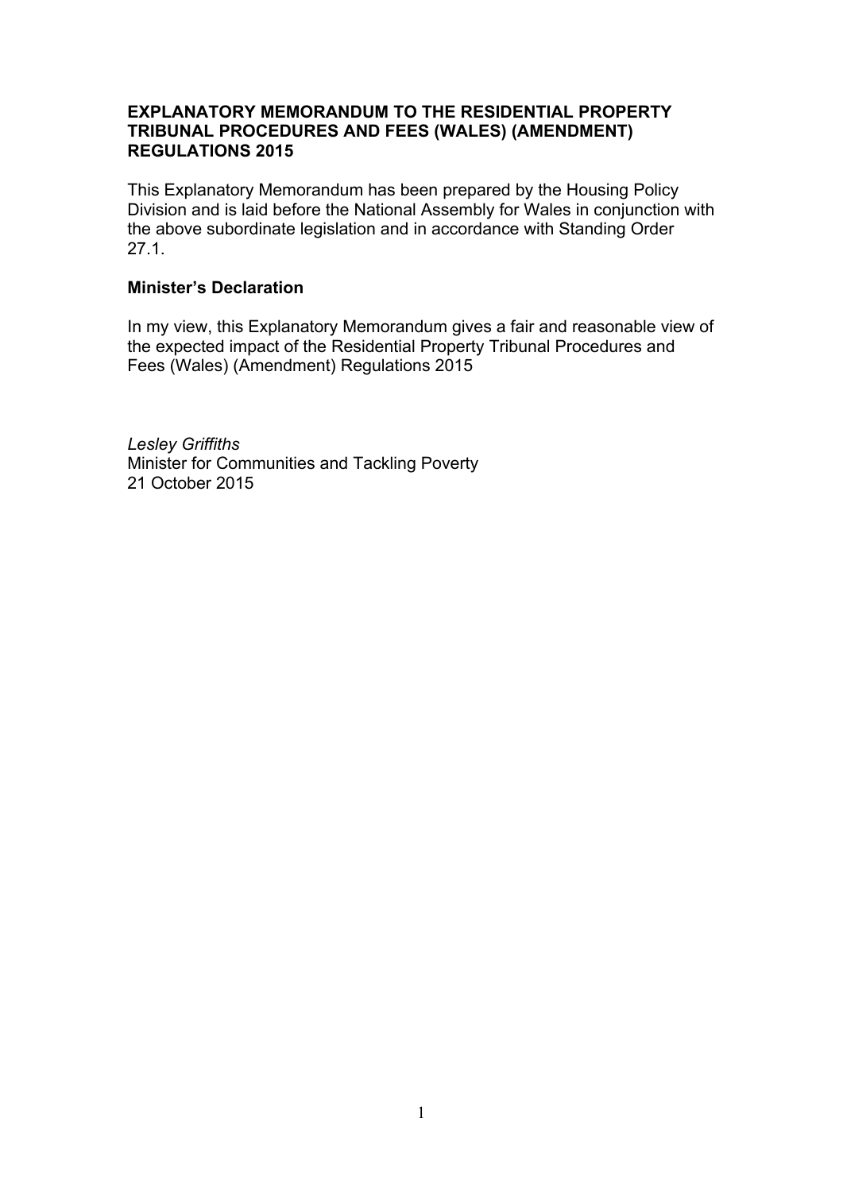# EXPLANATORY MEMORANDUM TO THE RESIDENTIAL PROPERTY TRIBUNAL PROCEDURES AND FEES (WALES) (AMENDMENT) REGULATIONS 2015

This Explanatory Memorandum has been prepared by the Housing Policy Division and is laid before the National Assembly for Wales in conjunction with the above subordinate legislation and in accordance with Standing Order 27.1.

## Minister's Declaration

In my view, this Explanatory Memorandum gives a fair and reasonable view of the expected impact of the Residential Property Tribunal Procedures and Fees (Wales) (Amendment) Regulations 2015

*Lesley Griffiths*
Minister for Communities and Tackling Poverty
21 October 2015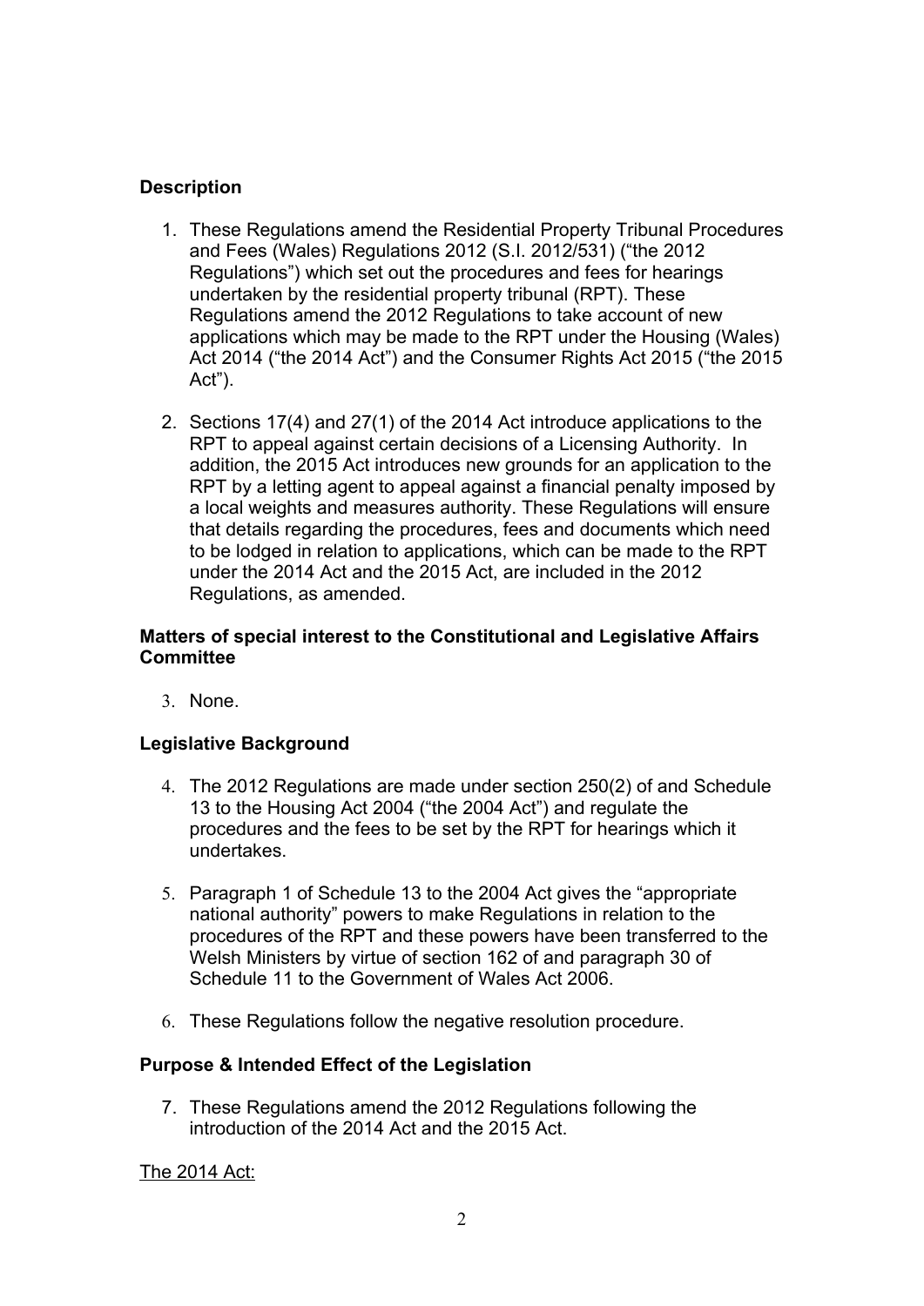**Description**

1. These Regulations amend the Residential Property Tribunal Procedures and Fees (Wales) Regulations 2012 (S.I. 2012/531) ("the 2012 Regulations") which set out the procedures and fees for hearings undertaken by the residential property tribunal (RPT). These Regulations amend the 2012 Regulations to take account of new applications which may be made to the RPT under the Housing (Wales) Act 2014 ("the 2014 Act") and the Consumer Rights Act 2015 ("the 2015 Act").

2. Sections 17(4) and 27(1) of the 2014 Act introduce applications to the RPT to appeal against certain decisions of a Licensing Authority. In addition, the 2015 Act introduces new grounds for an application to the RPT by a letting agent to appeal against a financial penalty imposed by a local weights and measures authority. These Regulations will ensure that details regarding the procedures, fees and documents which need to be lodged in relation to applications, which can be made to the RPT under the 2014 Act and the 2015 Act, are included in the 2012 Regulations, as amended.

**Matters of special interest to the Constitutional and Legislative Affairs Committee**

3. None.

**Legislative Background**

4. The 2012 Regulations are made under section 250(2) of and Schedule 13 to the Housing Act 2004 ("the 2004 Act") and regulate the procedures and the fees to be set by the RPT for hearings which it undertakes.

5. Paragraph 1 of Schedule 13 to the 2004 Act gives the "appropriate national authority" powers to make Regulations in relation to the procedures of the RPT and these powers have been transferred to the Welsh Ministers by virtue of section 162 of and paragraph 30 of Schedule 11 to the Government of Wales Act 2006.

6. These Regulations follow the negative resolution procedure.

**Purpose & Intended Effect of the Legislation**

7. These Regulations amend the 2012 Regulations following the introduction of the 2014 Act and the 2015 Act.

The 2014 Act: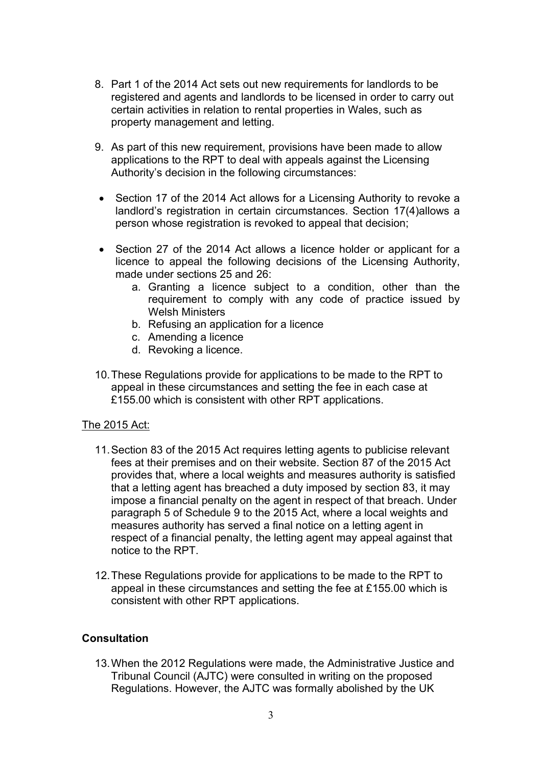8. Part 1 of the 2014 Act sets out new requirements for landlords to be registered and agents and landlords to be licensed in order to carry out certain activities in relation to rental properties in Wales, such as property management and letting.

9. As part of this new requirement, provisions have been made to allow applications to the RPT to deal with appeals against the Licensing Authority's decision in the following circumstances:

- Section 17 of the 2014 Act allows for a Licensing Authority to revoke a landlord's registration in certain circumstances. Section 17(4)allows a person whose registration is revoked to appeal that decision;

- Section 27 of the 2014 Act allows a licence holder or applicant for a licence to appeal the following decisions of the Licensing Authority, made under sections 25 and 26:
  a. Granting a licence subject to a condition, other than the requirement to comply with any code of practice issued by Welsh Ministers
  b. Refusing an application for a licence
  c. Amending a licence
  d. Revoking a licence.

10. These Regulations provide for applications to be made to the RPT to appeal in these circumstances and setting the fee in each case at £155.00 which is consistent with other RPT applications.

The 2015 Act:

11. Section 83 of the 2015 Act requires letting agents to publicise relevant fees at their premises and on their website. Section 87 of the 2015 Act provides that, where a local weights and measures authority is satisfied that a letting agent has breached a duty imposed by section 83, it may impose a financial penalty on the agent in respect of that breach. Under paragraph 5 of Schedule 9 to the 2015 Act, where a local weights and measures authority has served a final notice on a letting agent in respect of a financial penalty, the letting agent may appeal against that notice to the RPT.

12. These Regulations provide for applications to be made to the RPT to appeal in these circumstances and setting the fee at £155.00 which is consistent with other RPT applications.

## Consultation

13. When the 2012 Regulations were made, the Administrative Justice and Tribunal Council (AJTC) were consulted in writing on the proposed Regulations. However, the AJTC was formally abolished by the UK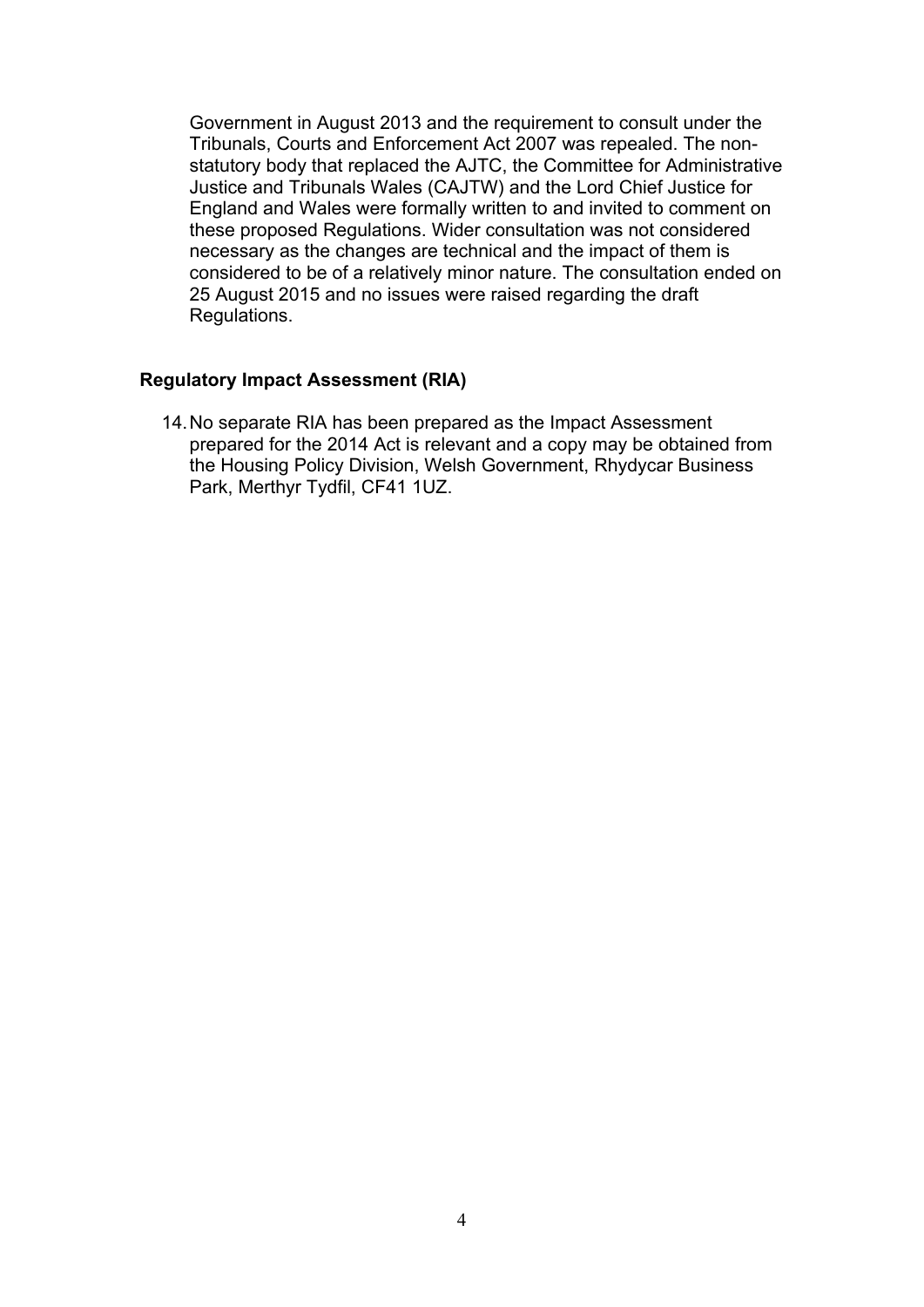Government in August 2013 and the requirement to consult under the Tribunals, Courts and Enforcement Act 2007 was repealed. The non-statutory body that replaced the AJTC, the Committee for Administrative Justice and Tribunals Wales (CAJTW) and the Lord Chief Justice for England and Wales were formally written to and invited to comment on these proposed Regulations. Wider consultation was not considered necessary as the changes are technical and the impact of them is considered to be of a relatively minor nature. The consultation ended on 25 August 2015 and no issues were raised regarding the draft Regulations.

**Regulatory Impact Assessment (RIA)**

14. No separate RIA has been prepared as the Impact Assessment prepared for the 2014 Act is relevant and a copy may be obtained from the Housing Policy Division, Welsh Government, Rhydycar Business Park, Merthyr Tydfil, CF41 1UZ.